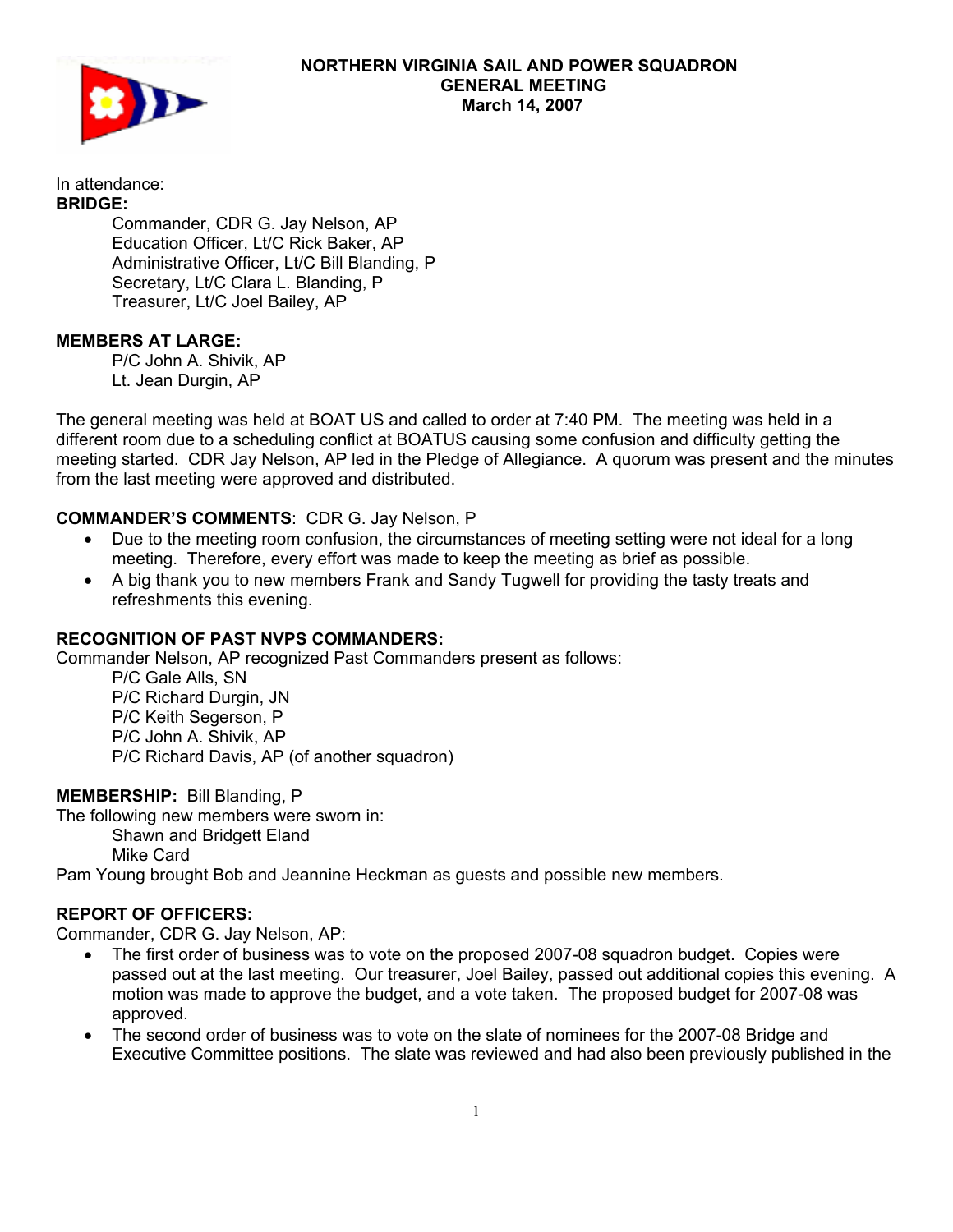# NORTHERN VIRGINIA SAIL AND POWER SQUADRON
## GENERAL MEETING
## March 14, 2007

In attendance:

**BRIDGE:**

Commander, CDR G. Jay Nelson, AP
Education Officer, Lt/C Rick Baker, AP
Administrative Officer, Lt/C Bill Blanding, P
Secretary, Lt/C Clara L. Blanding, P
Treasurer, Lt/C Joel Bailey, AP

**MEMBERS AT LARGE:**

P/C John A. Shivik, AP
Lt. Jean Durgin, AP

The general meeting was held at BOAT US and called to order at 7:40 PM. The meeting was held in a different room due to a scheduling conflict at BOATUS causing some confusion and difficulty getting the meeting started. CDR Jay Nelson, AP led in the Pledge of Allegiance. A quorum was present and the minutes from the last meeting were approved and distributed.

**COMMANDER'S COMMENTS**: CDR G. Jay Nelson, P

- Due to the meeting room confusion, the circumstances of meeting setting were not ideal for a long meeting. Therefore, every effort was made to keep the meeting as brief as possible.
- A big thank you to new members Frank and Sandy Tugwell for providing the tasty treats and refreshments this evening.

**RECOGNITION OF PAST NVPS COMMANDERS:**

Commander Nelson, AP recognized Past Commanders present as follows:

P/C Gale Alls, SN
P/C Richard Durgin, JN
P/C Keith Segerson, P
P/C John A. Shivik, AP
P/C Richard Davis, AP (of another squadron)

**MEMBERSHIP:** Bill Blanding, P

The following new members were sworn in:

Shawn and Bridgett Eland
Mike Card

Pam Young brought Bob and Jeannine Heckman as guests and possible new members.

**REPORT OF OFFICERS:**

Commander, CDR G. Jay Nelson, AP:

- The first order of business was to vote on the proposed 2007-08 squadron budget. Copies were passed out at the last meeting. Our treasurer, Joel Bailey, passed out additional copies this evening. A motion was made to approve the budget, and a vote taken. The proposed budget for 2007-08 was approved.
- The second order of business was to vote on the slate of nominees for the 2007-08 Bridge and Executive Committee positions. The slate was reviewed and had also been previously published in the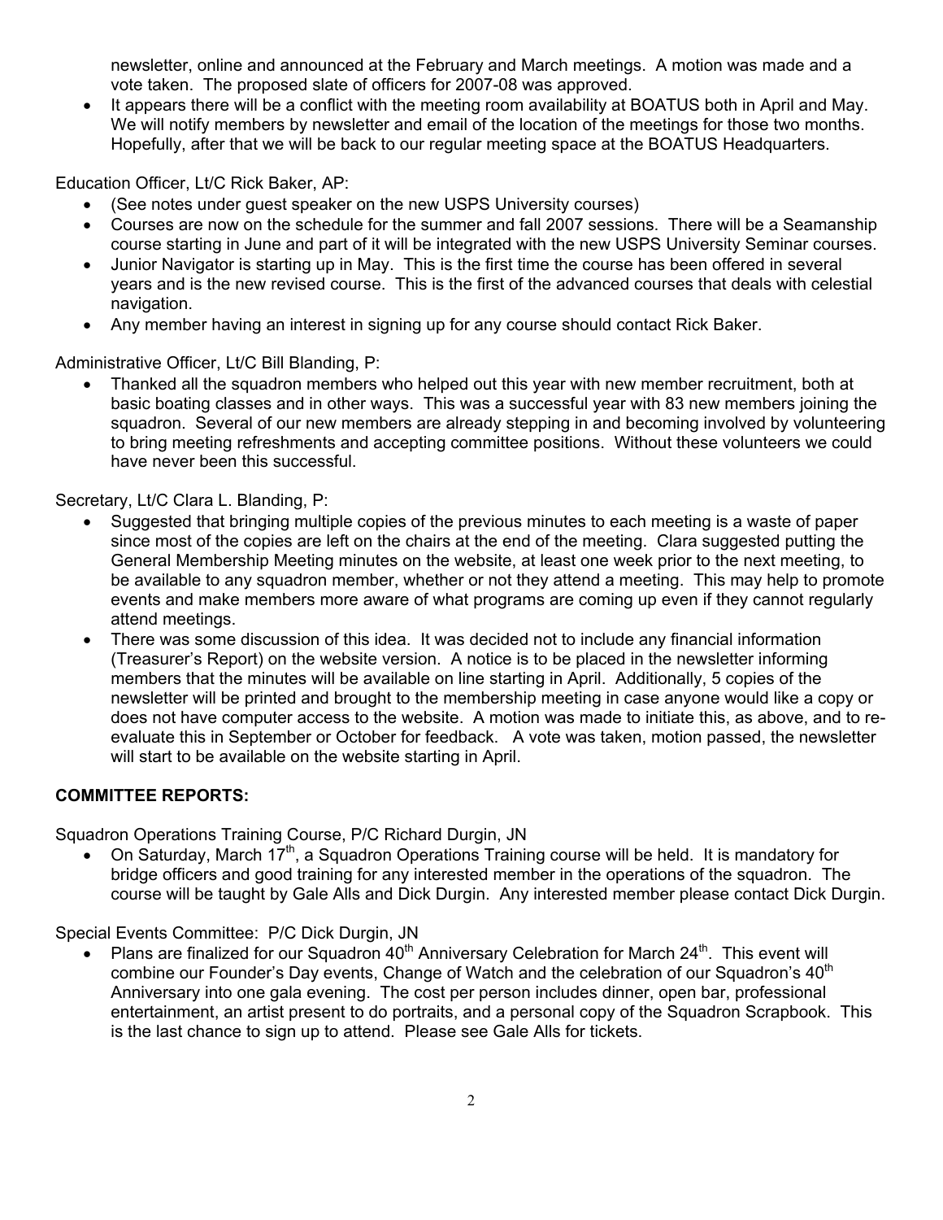newsletter, online and announced at the February and March meetings. A motion was made and a vote taken. The proposed slate of officers for 2007-08 was approved.

- It appears there will be a conflict with the meeting room availability at BOATUS both in April and May. We will notify members by newsletter and email of the location of the meetings for those two months. Hopefully, after that we will be back to our regular meeting space at the BOATUS Headquarters.

Education Officer, Lt/C Rick Baker, AP:

- (See notes under guest speaker on the new USPS University courses)
- Courses are now on the schedule for the summer and fall 2007 sessions. There will be a Seamanship course starting in June and part of it will be integrated with the new USPS University Seminar courses.
- Junior Navigator is starting up in May. This is the first time the course has been offered in several years and is the new revised course. This is the first of the advanced courses that deals with celestial navigation.
- Any member having an interest in signing up for any course should contact Rick Baker.

Administrative Officer, Lt/C Bill Blanding, P:

- Thanked all the squadron members who helped out this year with new member recruitment, both at basic boating classes and in other ways. This was a successful year with 83 new members joining the squadron. Several of our new members are already stepping in and becoming involved by volunteering to bring meeting refreshments and accepting committee positions. Without these volunteers we could have never been this successful.

Secretary, Lt/C Clara L. Blanding, P:

- Suggested that bringing multiple copies of the previous minutes to each meeting is a waste of paper since most of the copies are left on the chairs at the end of the meeting. Clara suggested putting the General Membership Meeting minutes on the website, at least one week prior to the next meeting, to be available to any squadron member, whether or not they attend a meeting. This may help to promote events and make members more aware of what programs are coming up even if they cannot regularly attend meetings.
- There was some discussion of this idea. It was decided not to include any financial information (Treasurer's Report) on the website version. A notice is to be placed in the newsletter informing members that the minutes will be available on line starting in April. Additionally, 5 copies of the newsletter will be printed and brought to the membership meeting in case anyone would like a copy or does not have computer access to the website. A motion was made to initiate this, as above, and to re-evaluate this in September or October for feedback. A vote was taken, motion passed, the newsletter will start to be available on the website starting in April.

**COMMITTEE REPORTS:**

Squadron Operations Training Course, P/C Richard Durgin, JN

- On Saturday, March 17th, a Squadron Operations Training course will be held. It is mandatory for bridge officers and good training for any interested member in the operations of the squadron. The course will be taught by Gale Alls and Dick Durgin. Any interested member please contact Dick Durgin.

Special Events Committee: P/C Dick Durgin, JN

- Plans are finalized for our Squadron 40th Anniversary Celebration for March 24th. This event will combine our Founder's Day events, Change of Watch and the celebration of our Squadron's 40th Anniversary into one gala evening. The cost per person includes dinner, open bar, professional entertainment, an artist present to do portraits, and a personal copy of the Squadron Scrapbook. This is the last chance to sign up to attend. Please see Gale Alls for tickets.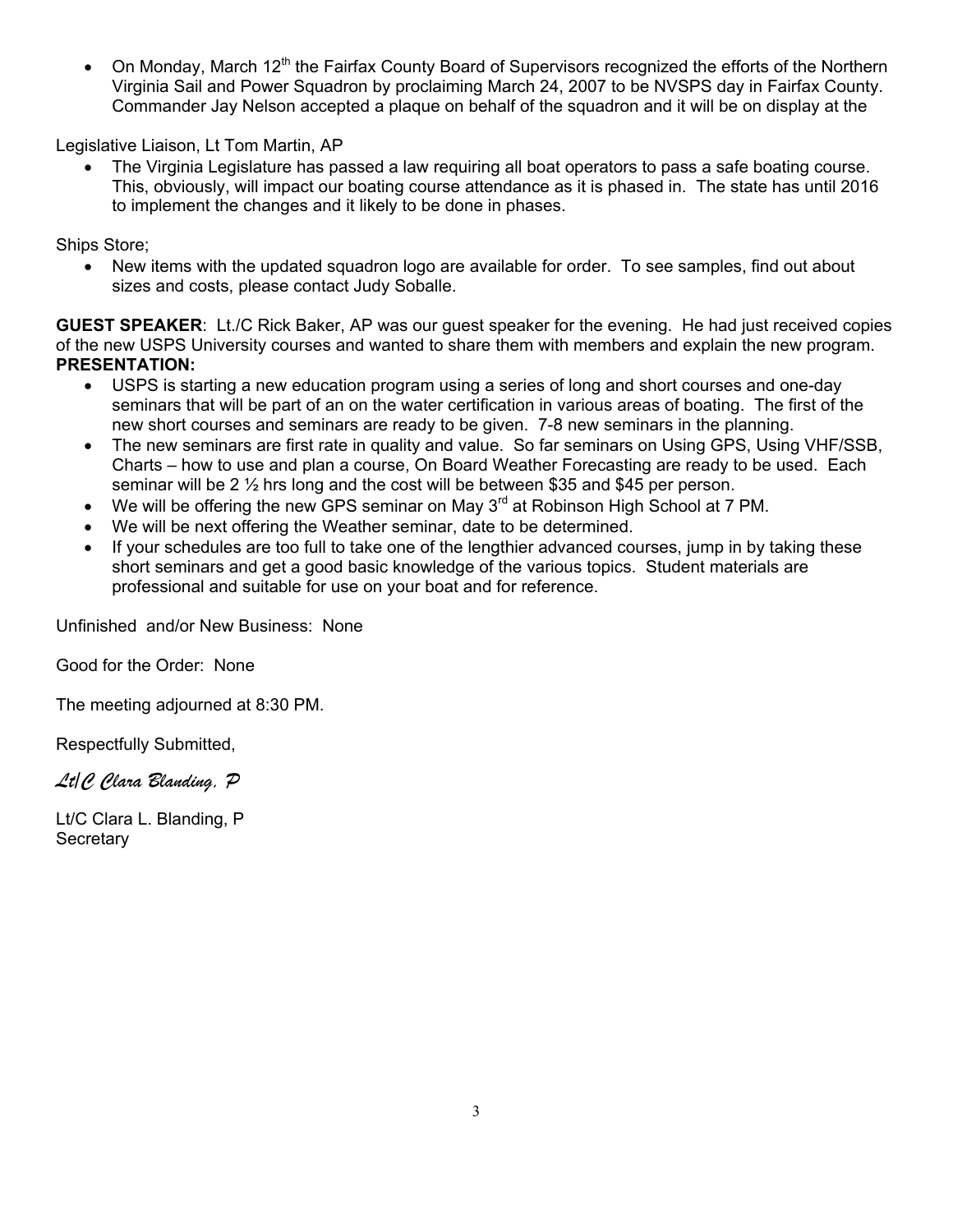- On Monday, March 12th the Fairfax County Board of Supervisors recognized the efforts of the Northern Virginia Sail and Power Squadron by proclaiming March 24, 2007 to be NVSPS day in Fairfax County. Commander Jay Nelson accepted a plaque on behalf of the squadron and it will be on display at the

Legislative Liaison, Lt Tom Martin, AP

- The Virginia Legislature has passed a law requiring all boat operators to pass a safe boating course. This, obviously, will impact our boating course attendance as it is phased in. The state has until 2016 to implement the changes and it likely to be done in phases.

Ships Store;

- New items with the updated squadron logo are available for order. To see samples, find out about sizes and costs, please contact Judy Soballe.

**GUEST SPEAKER**: Lt./C Rick Baker, AP was our guest speaker for the evening. He had just received copies of the new USPS University courses and wanted to share them with members and explain the new program.

**PRESENTATION:**

- USPS is starting a new education program using a series of long and short courses and one-day seminars that will be part of an on the water certification in various areas of boating. The first of the new short courses and seminars are ready to be given. 7-8 new seminars in the planning.
- The new seminars are first rate in quality and value. So far seminars on Using GPS, Using VHF/SSB, Charts – how to use and plan a course, On Board Weather Forecasting are ready to be used. Each seminar will be 2 ½ hrs long and the cost will be between $35 and $45 per person.
- We will be offering the new GPS seminar on May 3rd at Robinson High School at 7 PM.
- We will be next offering the Weather seminar, date to be determined.
- If your schedules are too full to take one of the lengthier advanced courses, jump in by taking these short seminars and get a good basic knowledge of the various topics. Student materials are professional and suitable for use on your boat and for reference.

Unfinished and/or New Business: None

Good for the Order: None

The meeting adjourned at 8:30 PM.

Respectfully Submitted,

*Lt/C Clara Blanding, P*

Lt/C Clara L. Blanding, P
Secretary